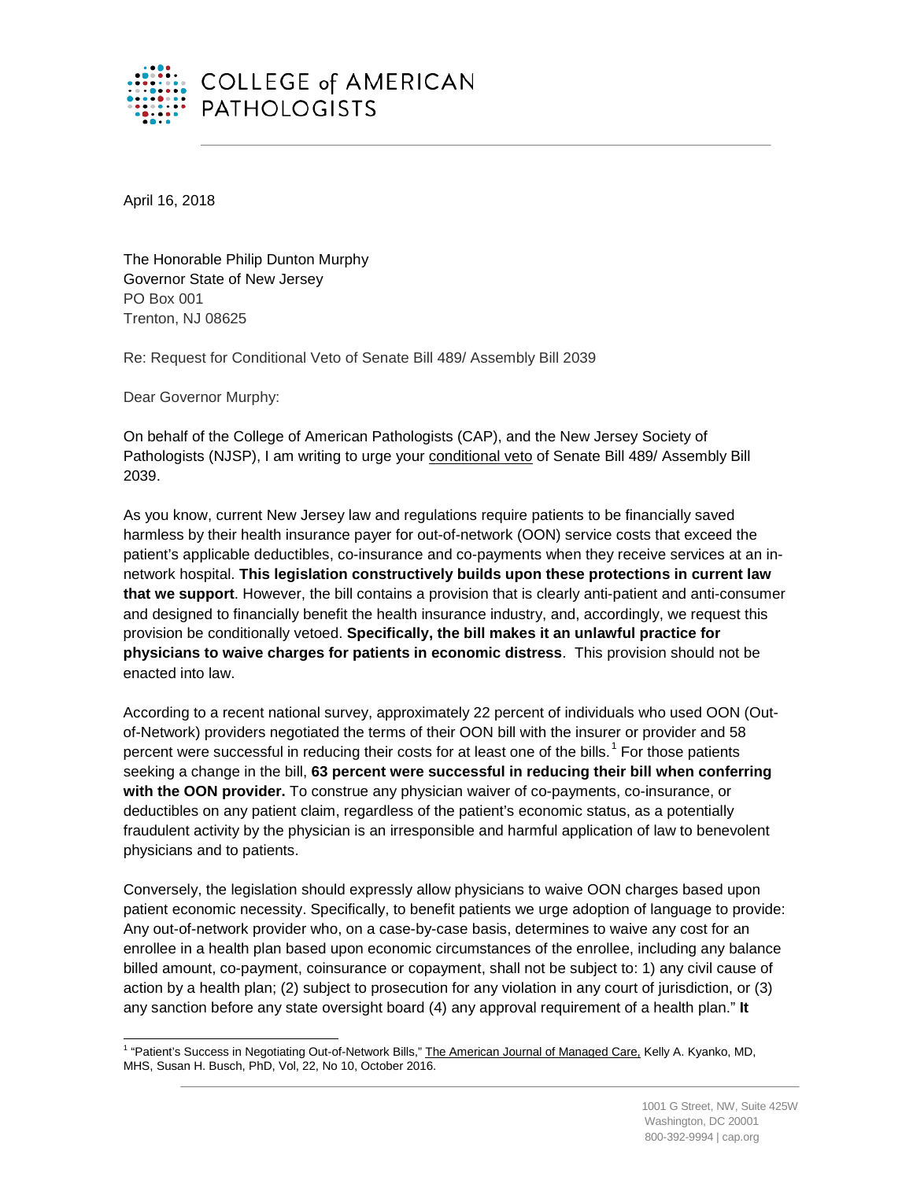COLLEGE of AMERICAN PATHOLOGISTS

April 16, 2018

The Honorable Philip Dunton Murphy
Governor State of New Jersey
PO Box 001
Trenton, NJ 08625

Re: Request for Conditional Veto of Senate Bill 489/ Assembly Bill 2039

Dear Governor Murphy:

On behalf of the College of American Pathologists (CAP), and the New Jersey Society of Pathologists (NJSP), I am writing to urge your conditional veto of Senate Bill 489/ Assembly Bill 2039.

As you know, current New Jersey law and regulations require patients to be financially saved harmless by their health insurance payer for out-of-network (OON) service costs that exceed the patient's applicable deductibles, co-insurance and co-payments when they receive services at an in-network hospital. **This legislation constructively builds upon these protections in current law that we support**. However, the bill contains a provision that is clearly anti-patient and anti-consumer and designed to financially benefit the health insurance industry, and, accordingly, we request this provision be conditionally vetoed. **Specifically, the bill makes it an unlawful practice for physicians to waive charges for patients in economic distress**. This provision should not be enacted into law.

According to a recent national survey, approximately 22 percent of individuals who used OON (Out-of-Network) providers negotiated the terms of their OON bill with the insurer or provider and 58 percent were successful in reducing their costs for at least one of the bills.[1] For those patients seeking a change in the bill, **63 percent were successful in reducing their bill when conferring with the OON provider.** To construe any physician waiver of co-payments, co-insurance, or deductibles on any patient claim, regardless of the patient's economic status, as a potentially fraudulent activity by the physician is an irresponsible and harmful application of law to benevolent physicians and to patients.

Conversely, the legislation should expressly allow physicians to waive OON charges based upon patient economic necessity. Specifically, to benefit patients we urge adoption of language to provide: Any out-of-network provider who, on a case-by-case basis, determines to waive any cost for an enrollee in a health plan based upon economic circumstances of the enrollee, including any balance billed amount, co-payment, coinsurance or copayment, shall not be subject to: 1) any civil cause of action by a health plan; (2) subject to prosecution for any violation in any court of jurisdiction, or (3) any sanction before any state oversight board (4) any approval requirement of a health plan." **It**

[1] "Patient's Success in Negotiating Out-of-Network Bills," The American Journal of Managed Care, Kelly A. Kyanko, MD, MHS, Susan H. Busch, PhD, Vol, 22, No 10, October 2016.

1001 G Street, NW, Suite 425W
Washington, DC 20001
800-392-9994 | cap.org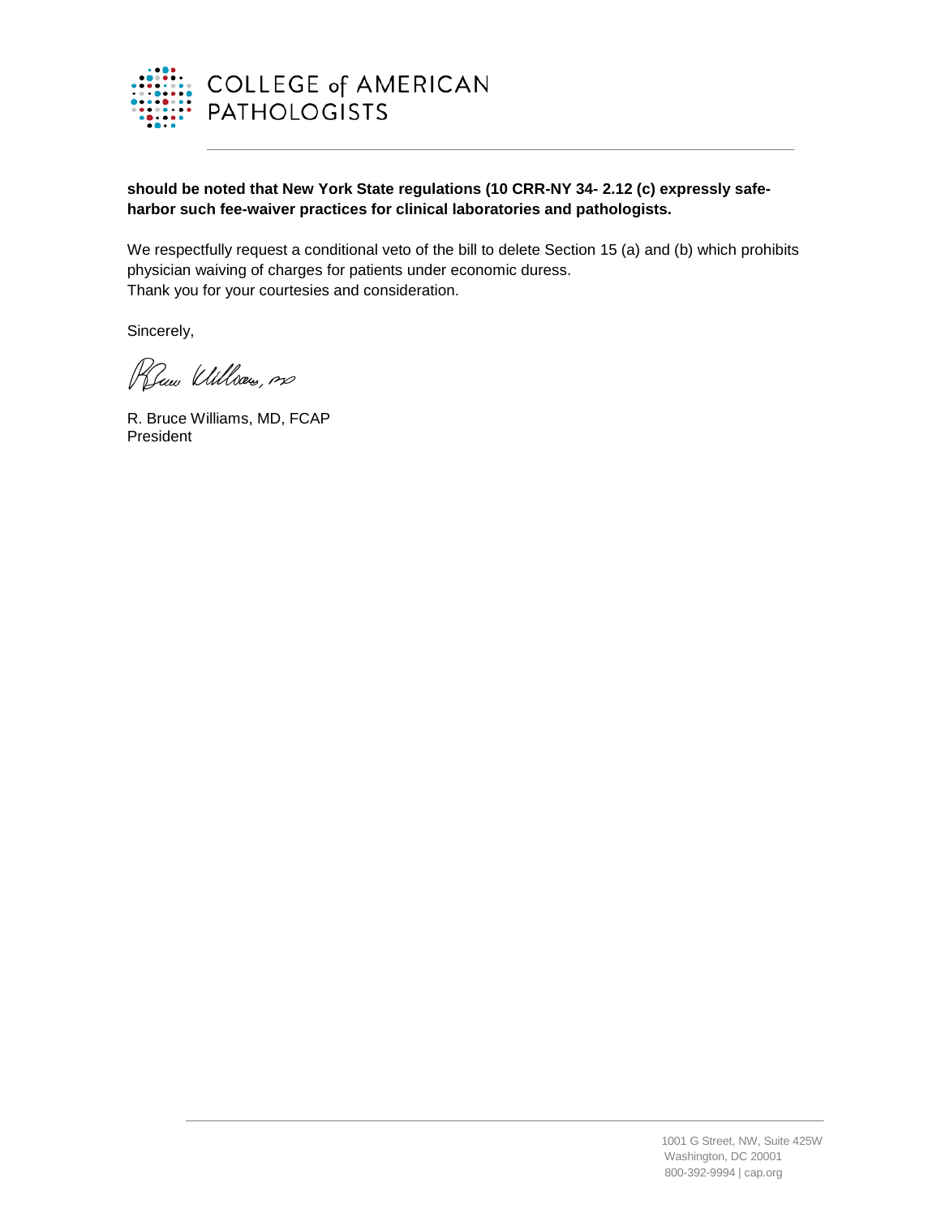**should be noted that New York State regulations (10 CRR-NY 34- 2.12 (c) expressly safe-harbor such fee-waiver practices for clinical laboratories and pathologists.**

We respectfully request a conditional veto of the bill to delete Section 15 (a) and (b) which prohibits physician waiving of charges for patients under economic duress.
Thank you for your courtesies and consideration.

Sincerely,

R. Bruce Williams, MD, FCAP
President